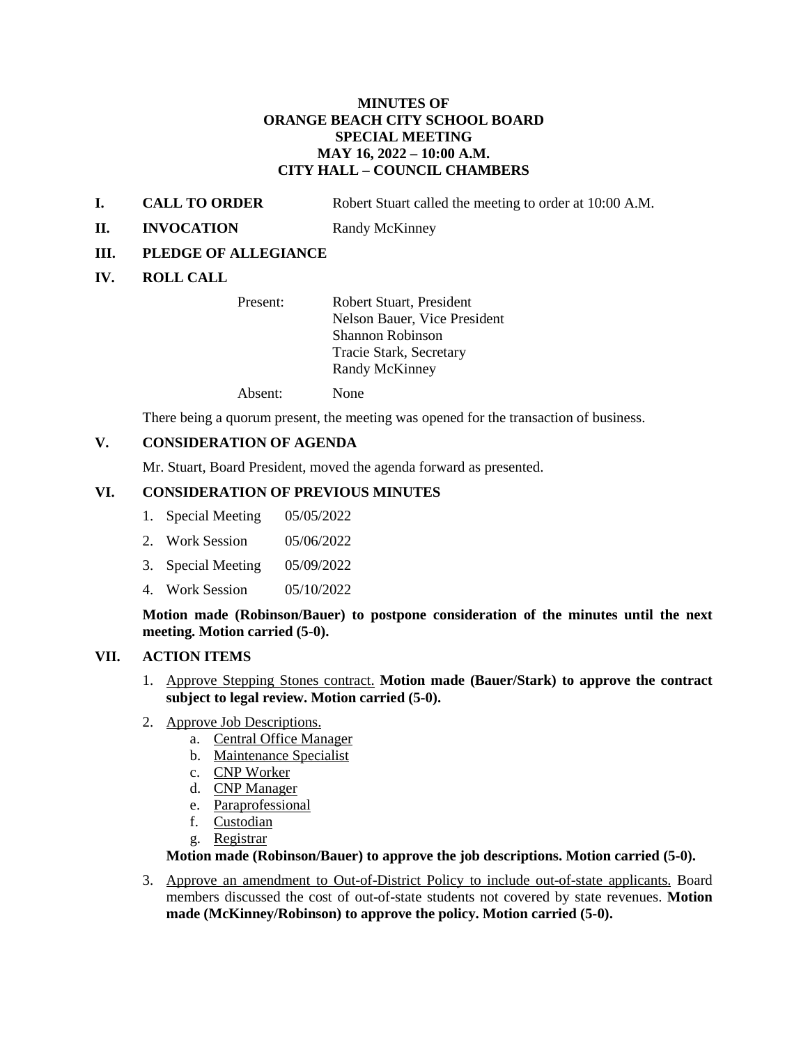# MINUTES OF
# ORANGE BEACH CITY SCHOOL BOARD
# SPECIAL MEETING
# MAY 16, 2022 – 10:00 A.M.
# CITY HALL – COUNCIL CHAMBERS

**I. CALL TO ORDER** Robert Stuart called the meeting to order at 10:00 A.M.

**II. INVOCATION** Randy McKinney

**III. PLEDGE OF ALLEGIANCE**

**IV. ROLL CALL**

Present: Robert Stuart, President
Nelson Bauer, Vice President
Shannon Robinson
Tracie Stark, Secretary
Randy McKinney

Absent: None

There being a quorum present, the meeting was opened for the transaction of business.

**V. CONSIDERATION OF AGENDA**

Mr. Stuart, Board President, moved the agenda forward as presented.

**VI. CONSIDERATION OF PREVIOUS MINUTES**

1. Special Meeting 05/05/2022
2. Work Session 05/06/2022
3. Special Meeting 05/09/2022
4. Work Session 05/10/2022

**Motion made (Robinson/Bauer) to postpone consideration of the minutes until the next meeting. Motion carried (5-0).**

**VII. ACTION ITEMS**

1. Approve Stepping Stones contract. **Motion made (Bauer/Stark) to approve the contract subject to legal review. Motion carried (5-0).**

2. Approve Job Descriptions.
   a. Central Office Manager
   b. Maintenance Specialist
   c. CNP Worker
   d. CNP Manager
   e. Paraprofessional
   f. Custodian
   g. Registrar

   **Motion made (Robinson/Bauer) to approve the job descriptions. Motion carried (5-0).**

3. Approve an amendment to Out-of-District Policy to include out-of-state applicants. Board members discussed the cost of out-of-state students not covered by state revenues. **Motion made (McKinney/Robinson) to approve the policy. Motion carried (5-0).**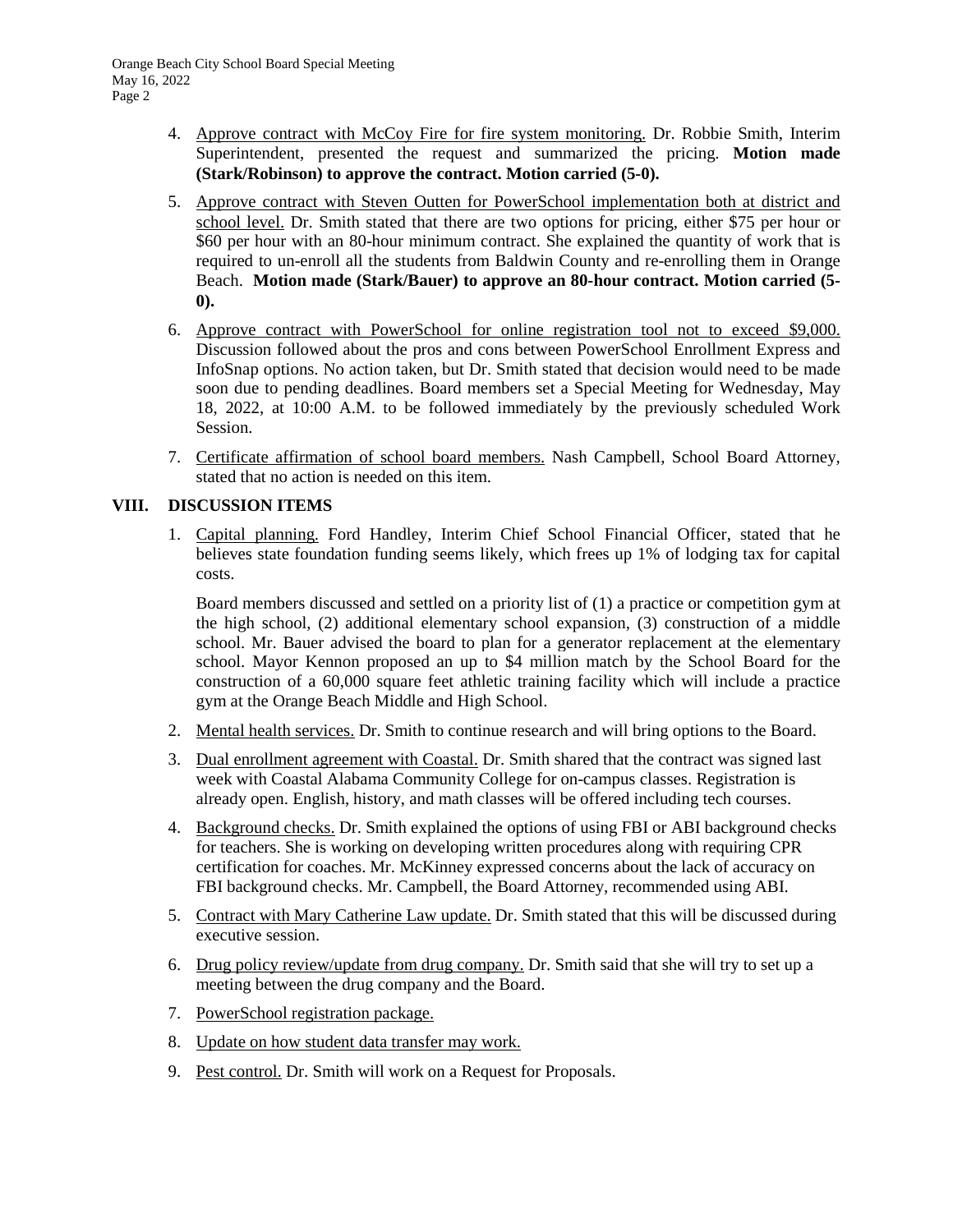4. Approve contract with McCoy Fire for fire system monitoring. Dr. Robbie Smith, Interim Superintendent, presented the request and summarized the pricing. **Motion made (Stark/Robinson) to approve the contract. Motion carried (5-0).**

5. Approve contract with Steven Outten for PowerSchool implementation both at district and school level. Dr. Smith stated that there are two options for pricing, either $75 per hour or $60 per hour with an 80-hour minimum contract. She explained the quantity of work that is required to un-enroll all the students from Baldwin County and re-enrolling them in Orange Beach. **Motion made (Stark/Bauer) to approve an 80-hour contract. Motion carried (5-0).**

6. Approve contract with PowerSchool for online registration tool not to exceed $9,000. Discussion followed about the pros and cons between PowerSchool Enrollment Express and InfoSnap options. No action taken, but Dr. Smith stated that decision would need to be made soon due to pending deadlines. Board members set a Special Meeting for Wednesday, May 18, 2022, at 10:00 A.M. to be followed immediately by the previously scheduled Work Session.

7. Certificate affirmation of school board members. Nash Campbell, School Board Attorney, stated that no action is needed on this item.

## VIII. DISCUSSION ITEMS

1. Capital planning. Ford Handley, Interim Chief School Financial Officer, stated that he believes state foundation funding seems likely, which frees up 1% of lodging tax for capital costs.

   Board members discussed and settled on a priority list of (1) a practice or competition gym at the high school, (2) additional elementary school expansion, (3) construction of a middle school. Mr. Bauer advised the board to plan for a generator replacement at the elementary school. Mayor Kennon proposed an up to $4 million match by the School Board for the construction of a 60,000 square feet athletic training facility which will include a practice gym at the Orange Beach Middle and High School.

2. Mental health services. Dr. Smith to continue research and will bring options to the Board.

3. Dual enrollment agreement with Coastal. Dr. Smith shared that the contract was signed last week with Coastal Alabama Community College for on-campus classes. Registration is already open. English, history, and math classes will be offered including tech courses.

4. Background checks. Dr. Smith explained the options of using FBI or ABI background checks for teachers. She is working on developing written procedures along with requiring CPR certification for coaches. Mr. McKinney expressed concerns about the lack of accuracy on FBI background checks. Mr. Campbell, the Board Attorney, recommended using ABI.

5. Contract with Mary Catherine Law update. Dr. Smith stated that this will be discussed during executive session.

6. Drug policy review/update from drug company. Dr. Smith said that she will try to set up a meeting between the drug company and the Board.

7. PowerSchool registration package.

8. Update on how student data transfer may work.

9. Pest control. Dr. Smith will work on a Request for Proposals.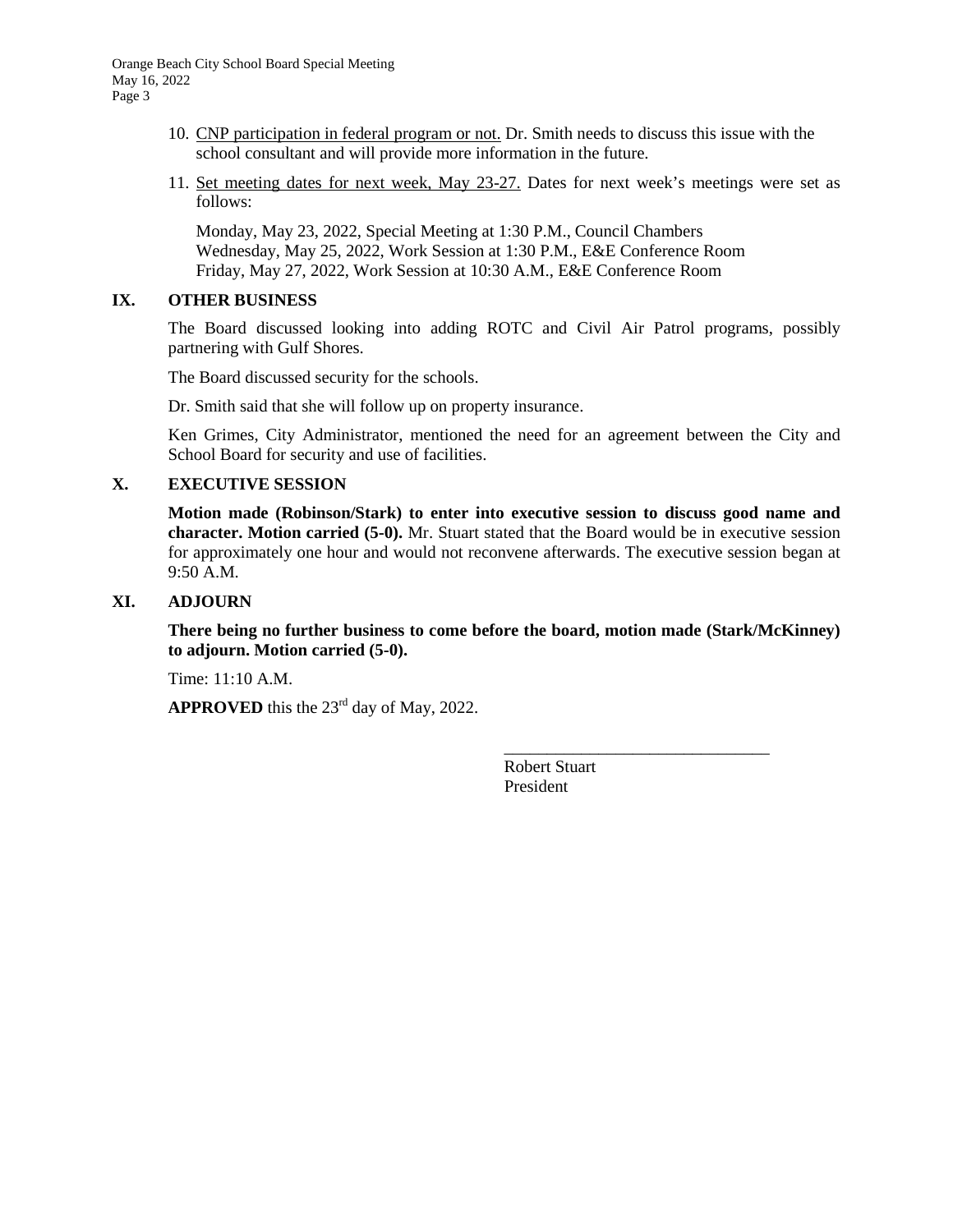10. CNP participation in federal program or not. Dr. Smith needs to discuss this issue with the school consultant and will provide more information in the future.

11. Set meeting dates for next week, May 23-27. Dates for next week's meetings were set as follows:

    Monday, May 23, 2022, Special Meeting at 1:30 P.M., Council Chambers
    Wednesday, May 25, 2022, Work Session at 1:30 P.M., E&E Conference Room
    Friday, May 27, 2022, Work Session at 10:30 A.M., E&E Conference Room

## IX. OTHER BUSINESS

The Board discussed looking into adding ROTC and Civil Air Patrol programs, possibly partnering with Gulf Shores.

The Board discussed security for the schools.

Dr. Smith said that she will follow up on property insurance.

Ken Grimes, City Administrator, mentioned the need for an agreement between the City and School Board for security and use of facilities.

## X. EXECUTIVE SESSION

**Motion made (Robinson/Stark) to enter into executive session to discuss good name and character. Motion carried (5-0).** Mr. Stuart stated that the Board would be in executive session for approximately one hour and would not reconvene afterwards. The executive session began at 9:50 A.M.

## XI. ADJOURN

**There being no further business to come before the board, motion made (Stark/McKinney) to adjourn. Motion carried (5-0).**

Time: 11:10 A.M.

**APPROVED** this the 23rd day of May, 2022.

_______________________________
Robert Stuart
President